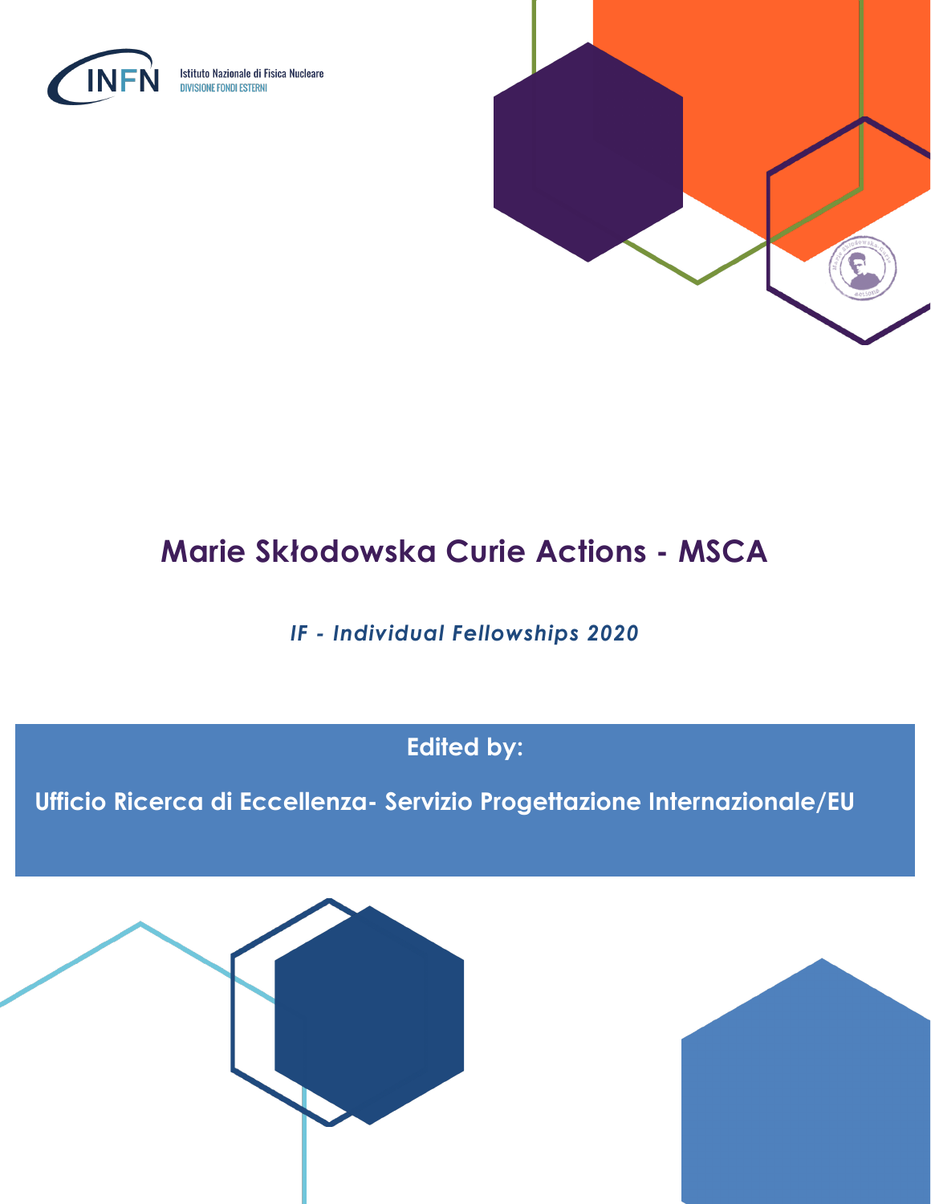Istituto Nazionale di Fisica Nucleare
DIVISIONE FONDI ESTERNI

# Marie Skłodowska Curie Actions - MSCA

*IF - Individual Fellowships 2020*

**Edited by:**

**Ufficio Ricerca di Eccellenza- Servizio Progettazione Internazionale/EU**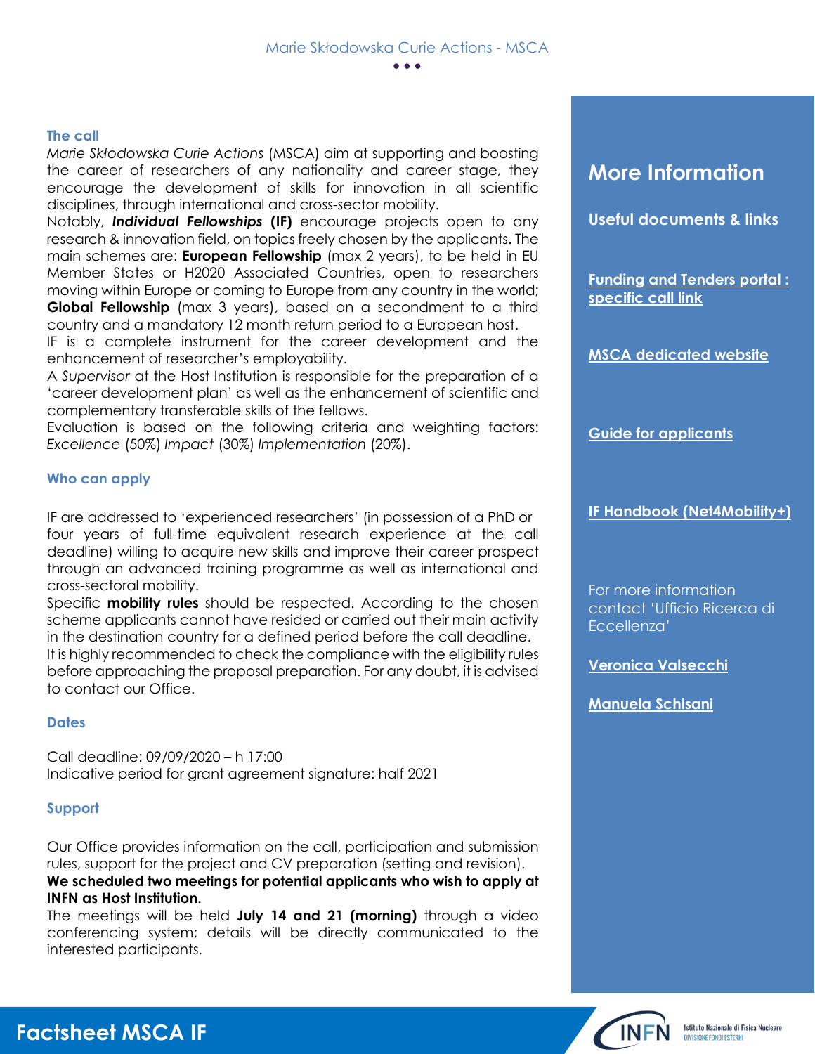### The call

*Marie Skłodowska Curie Actions* (MSCA) aim at supporting and boosting the career of researchers of any nationality and career stage, they encourage the development of skills for innovation in all scientific disciplines, through international and cross-sector mobility.
Notably, ***Individual Fellowships* (IF)** encourage projects open to any research & innovation field, on topics freely chosen by the applicants. The main schemes are: **European Fellowship** (max 2 years), to be held in EU Member States or H2020 Associated Countries, open to researchers moving within Europe or coming to Europe from any country in the world; **Global Fellowship** (max 3 years), based on a secondment to a third country and a mandatory 12 month return period to a European host.
IF is a complete instrument for the career development and the enhancement of researcher's employability.
A *Supervisor* at the Host Institution is responsible for the preparation of a 'career development plan' as well as the enhancement of scientific and complementary transferable skills of the fellows.
Evaluation is based on the following criteria and weighting factors: *Excellence* (50%) *Impact* (30%) *Implementation* (20%).

### Who can apply

IF are addressed to 'experienced researchers' (in possession of a PhD or four years of full-time equivalent research experience at the call deadline) willing to acquire new skills and improve their career prospect through an advanced training programme as well as international and cross-sectoral mobility.
Specific **mobility rules** should be respected. According to the chosen scheme applicants cannot have resided or carried out their main activity in the destination country for a defined period before the call deadline.
It is highly recommended to check the compliance with the eligibility rules before approaching the proposal preparation. For any doubt, it is advised to contact our Office.

### Dates

Call deadline: 09/09/2020 – h 17:00
Indicative period for grant agreement signature: half 2021

### Support

Our Office provides information on the call, participation and submission rules, support for the project and CV preparation (setting and revision).
**We scheduled two meetings for potential applicants who wish to apply at INFN as Host Institution.**
The meetings will be held **July 14 and 21 (morning)** through a video conferencing system; details will be directly communicated to the interested participants.

## More Information

**Useful documents & links**

**Funding and Tenders portal : specific call link**

**MSCA dedicated website**

**Guide for applicants**

**IF Handbook (Net4Mobility+)**

For more information contact 'Ufficio Ricerca di Eccellenza'

**Veronica Valsecchi**

**Manuela Schisani**

# Factsheet MSCA IF